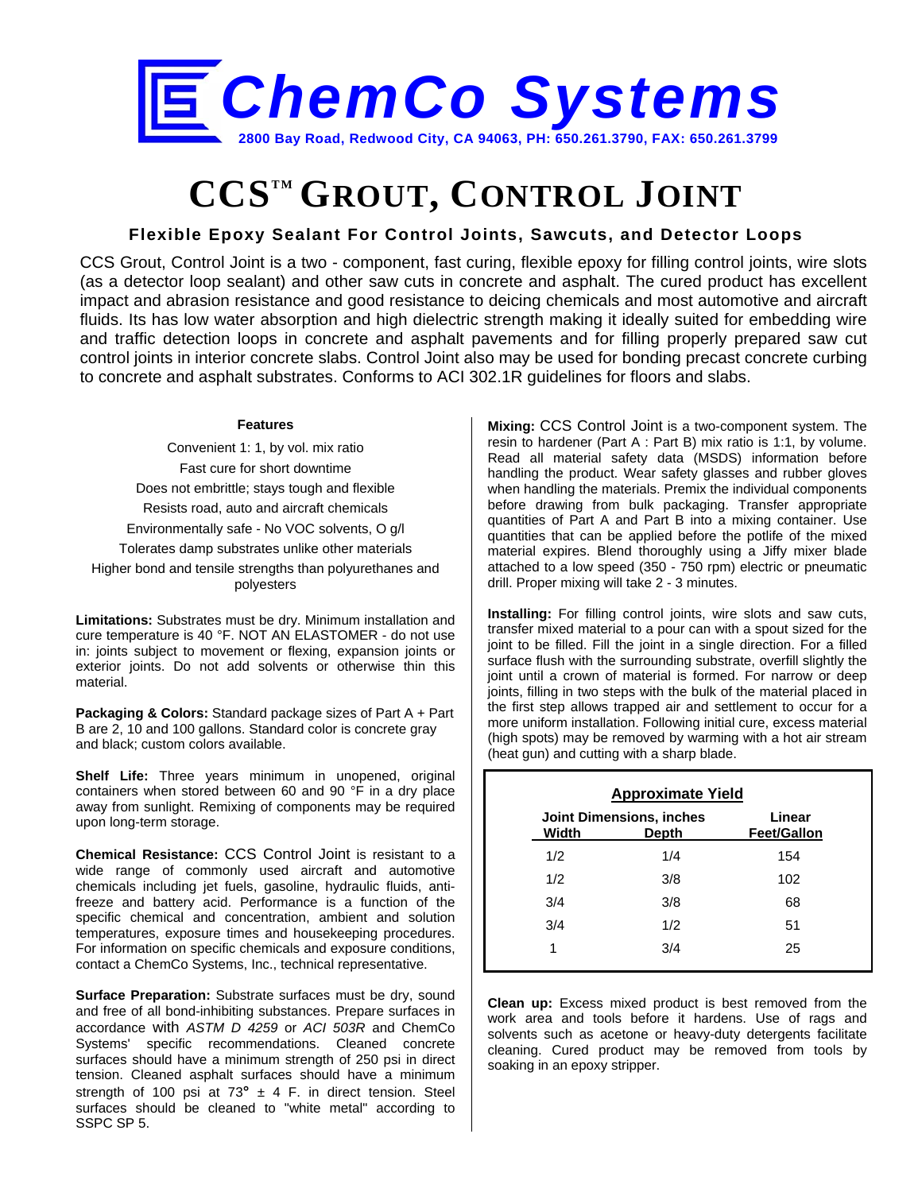# ChemCo Systems

2800 Bay Road, Redwood City, CA 94063, PH: 650.261.3790, FAX: 650.261.3799

# CCS™ Grout, Control Joint

### Flexible Epoxy Sealant For Control Joints, Sawcuts, and Detector Loops

CCS Grout, Control Joint is a two - component, fast curing, flexible epoxy for filling control joints, wire slots (as a detector loop sealant) and other saw cuts in concrete and asphalt. The cured product has excellent impact and abrasion resistance and good resistance to deicing chemicals and most automotive and aircraft fluids. Its has low water absorption and high dielectric strength making it ideally suited for embedding wire and traffic detection loops in concrete and asphalt pavements and for filling properly prepared saw cut control joints in interior concrete slabs. Control Joint also may be used for bonding precast concrete curbing to concrete and asphalt substrates. Conforms to ACI 302.1R guidelines for floors and slabs.

**Features**

- Convenient 1: 1, by vol. mix ratio
- Fast cure for short downtime
- Does not embrittle; stays tough and flexible
- Resists road, auto and aircraft chemicals
- Environmentally safe - No VOC solvents, O g/l
- Tolerates damp substrates unlike other materials
- Higher bond and tensile strengths than polyurethanes and polyesters

**Limitations:** Substrates must be dry. Minimum installation and cure temperature is 40 °F. NOT AN ELASTOMER - do not use in: joints subject to movement or flexing, expansion joints or exterior joints. Do not add solvents or otherwise thin this material.

**Packaging & Colors:** Standard package sizes of Part A + Part B are 2, 10 and 100 gallons. Standard color is concrete gray and black; custom colors available.

**Shelf Life:** Three years minimum in unopened, original containers when stored between 60 and 90 °F in a dry place away from sunlight. Remixing of components may be required upon long-term storage.

**Chemical Resistance:** CCS Control Joint is resistant to a wide range of commonly used aircraft and automotive chemicals including jet fuels, gasoline, hydraulic fluids, anti-freeze and battery acid. Performance is a function of the specific chemical and concentration, ambient and solution temperatures, exposure times and housekeeping procedures. For information on specific chemicals and exposure conditions, contact a ChemCo Systems, Inc., technical representative.

**Surface Preparation:** Substrate surfaces must be dry, sound and free of all bond-inhibiting substances. Prepare surfaces in accordance with *ASTM D 4259* or *ACI 503R* and ChemCo Systems' specific recommendations. Cleaned concrete surfaces should have a minimum strength of 250 psi in direct tension. Cleaned asphalt surfaces should have a minimum strength of 100 psi at 73° ± 4 F. in direct tension. Steel surfaces should be cleaned to "white metal" according to SSPC SP 5.

**Mixing:** CCS Control Joint is a two-component system. The resin to hardener (Part A : Part B) mix ratio is 1:1, by volume. Read all material safety data (MSDS) information before handling the product. Wear safety glasses and rubber gloves when handling the materials. Premix the individual components before drawing from bulk packaging. Transfer appropriate quantities of Part A and Part B into a mixing container. Use quantities that can be applied before the potlife of the mixed material expires. Blend thoroughly using a Jiffy mixer blade attached to a low speed (350 - 750 rpm) electric or pneumatic drill. Proper mixing will take 2 - 3 minutes.

**Installing:** For filling control joints, wire slots and saw cuts, transfer mixed material to a pour can with a spout sized for the joint to be filled. Fill the joint in a single direction. For a filled surface flush with the surrounding substrate, overfill slightly the joint until a crown of material is formed. For narrow or deep joints, filling in two steps with the bulk of the material placed in the first step allows trapped air and settlement to occur for a more uniform installation. Following initial cure, excess material (high spots) may be removed by warming with a hot air stream (heat gun) and cutting with a sharp blade.

**Approximate Yield**

| Joint Dimensions, inches | | Linear |
|---|---|---|
| Width | Depth | Feet/Gallon |
| 1/2 | 1/4 | 154 |
| 1/2 | 3/8 | 102 |
| 3/4 | 3/8 | 68 |
| 3/4 | 1/2 | 51 |
| 1 | 3/4 | 25 |

**Clean up:** Excess mixed product is best removed from the work area and tools before it hardens. Use of rags and solvents such as acetone or heavy-duty detergents facilitate cleaning. Cured product may be removed from tools by soaking in an epoxy stripper.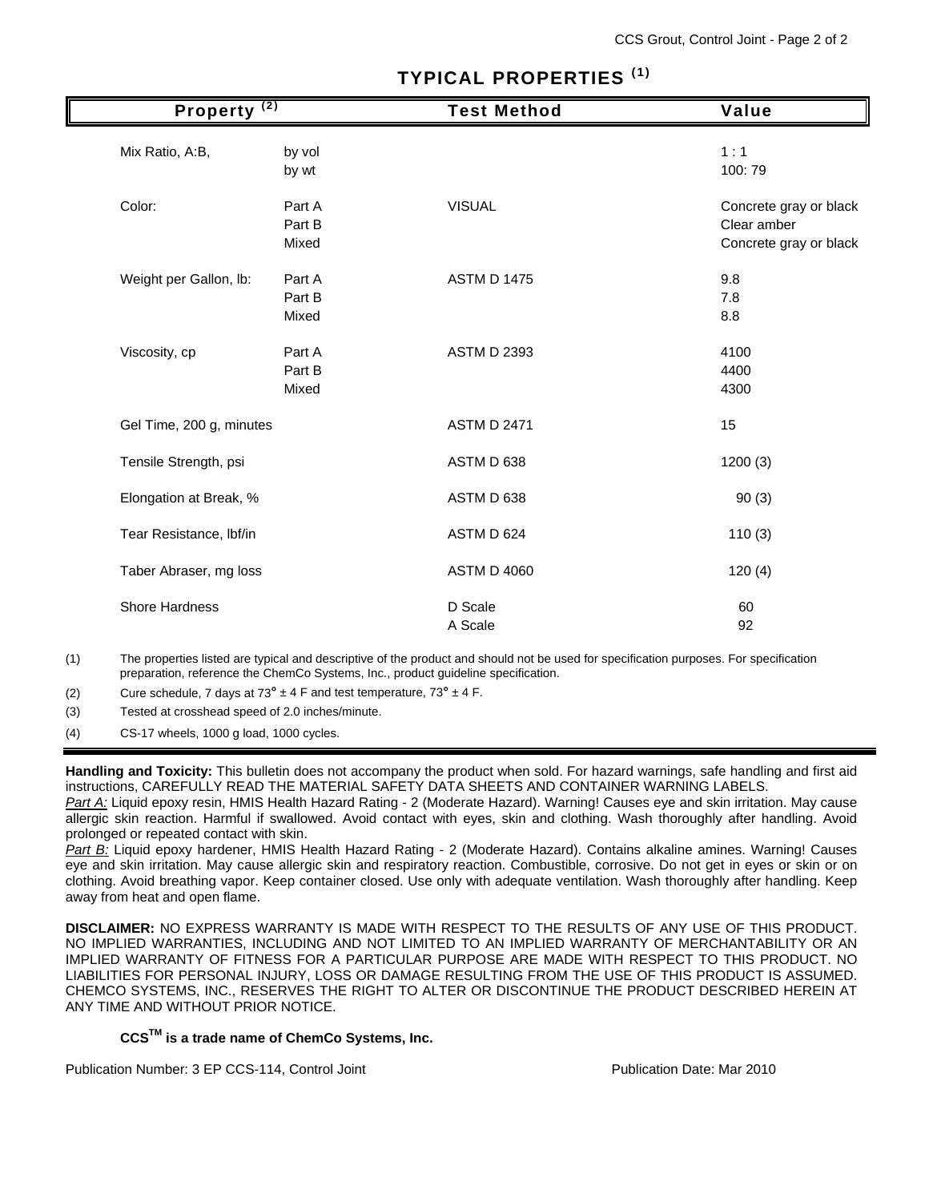## TYPICAL PROPERTIES (1)

| Property (2) | | Test Method | Value |
|---|---|---|---|
| Mix Ratio, A:B, | by vol | | 1 : 1 |
| | by wt | | 100: 79 |
| Color: | Part A | VISUAL | Concrete gray or black |
| | Part B | | Clear amber |
| | Mixed | | Concrete gray or black |
| Weight per Gallon, lb: | Part A | ASTM D 1475 | 9.8 |
| | Part B | | 7.8 |
| | Mixed | | 8.8 |
| Viscosity, cp | Part A | ASTM D 2393 | 4100 |
| | Part B | | 4400 |
| | Mixed | | 4300 |
| Gel Time, 200 g, minutes | | ASTM D 2471 | 15 |
| Tensile Strength, psi | | ASTM D 638 | 1200 (3) |
| Elongation at Break, % | | ASTM D 638 | 90 (3) |
| Tear Resistance, lbf/in | | ASTM D 624 | 110 (3) |
| Taber Abraser, mg loss | | ASTM D 4060 | 120 (4) |
| Shore Hardness | | D Scale | 60 |
| | | A Scale | 92 |

(1) The properties listed are typical and descriptive of the product and should not be used for specification purposes. For specification preparation, reference the ChemCo Systems, Inc., product guideline specification.

(2) Cure schedule, 7 days at 73° ± 4 F and test temperature, 73° ± 4 F.

(3) Tested at crosshead speed of 2.0 inches/minute.

(4) CS-17 wheels, 1000 g load, 1000 cycles.

**Handling and Toxicity:** This bulletin does not accompany the product when sold. For hazard warnings, safe handling and first aid instructions, CAREFULLY READ THE MATERIAL SAFETY DATA SHEETS AND CONTAINER WARNING LABELS.
*Part A:* Liquid epoxy resin, HMIS Health Hazard Rating - 2 (Moderate Hazard). Warning! Causes eye and skin irritation. May cause allergic skin reaction. Harmful if swallowed. Avoid contact with eyes, skin and clothing. Wash thoroughly after handling. Avoid prolonged or repeated contact with skin.
*Part B:* Liquid epoxy hardener, HMIS Health Hazard Rating - 2 (Moderate Hazard). Contains alkaline amines. Warning! Causes eye and skin irritation. May cause allergic skin and respiratory reaction. Combustible, corrosive. Do not get in eyes or skin or on clothing. Avoid breathing vapor. Keep container closed. Use only with adequate ventilation. Wash thoroughly after handling. Keep away from heat and open flame.

**DISCLAIMER:** NO EXPRESS WARRANTY IS MADE WITH RESPECT TO THE RESULTS OF ANY USE OF THIS PRODUCT. NO IMPLIED WARRANTIES, INCLUDING AND NOT LIMITED TO AN IMPLIED WARRANTY OF MERCHANTABILITY OR AN IMPLIED WARRANTY OF FITNESS FOR A PARTICULAR PURPOSE ARE MADE WITH RESPECT TO THIS PRODUCT. NO LIABILITIES FOR PERSONAL INJURY, LOSS OR DAMAGE RESULTING FROM THE USE OF THIS PRODUCT IS ASSUMED. CHEMCO SYSTEMS, INC., RESERVES THE RIGHT TO ALTER OR DISCONTINUE THE PRODUCT DESCRIBED HEREIN AT ANY TIME AND WITHOUT PRIOR NOTICE.

**CCS™ is a trade name of ChemCo Systems, Inc.**

Publication Number: 3 EP CCS-114, Control Joint — Publication Date: Mar 2010